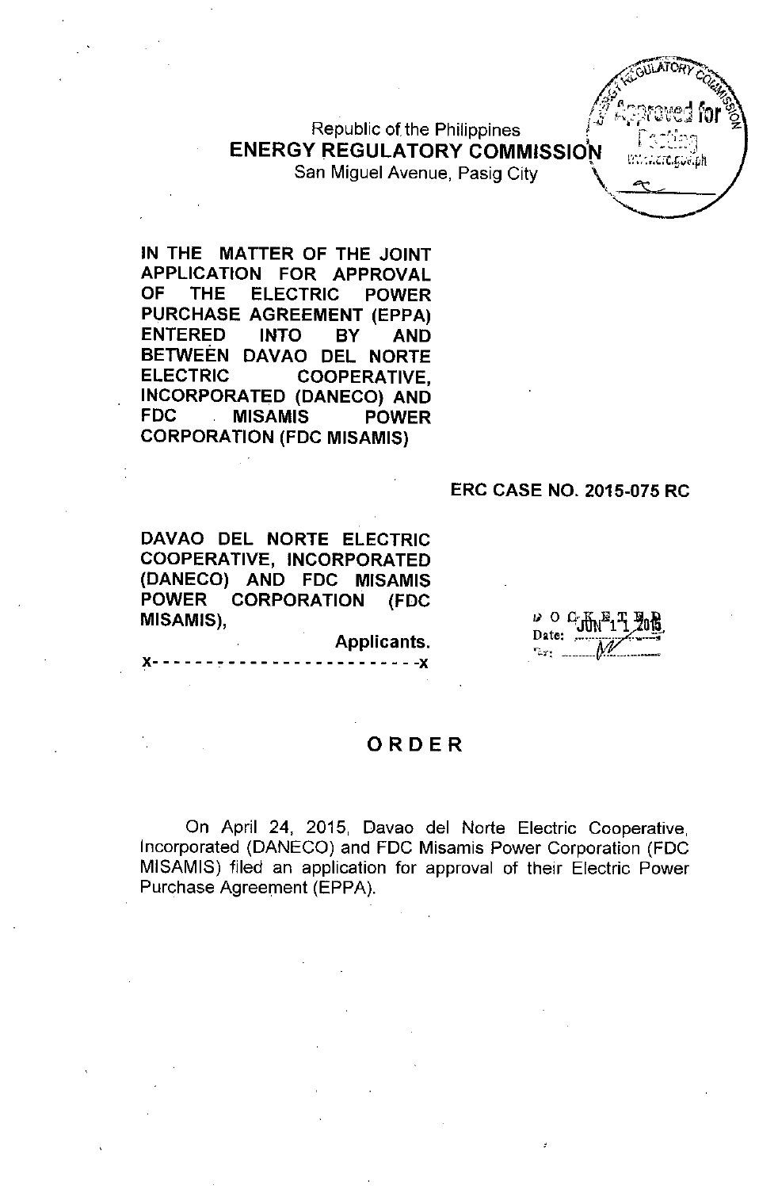Republic of the Philippines
**ENERGY REGULATORY COMMISSION**
San Miguel Avenue, Pasig City

**IN THE MATTER OF THE JOINT APPLICATION FOR APPROVAL OF THE ELECTRIC POWER PURCHASE AGREEMENT (EPPA) ENTERED INTO BY AND BETWEEN DAVAO DEL NORTE ELECTRIC COOPERATIVE, INCORPORATED (DANECO) AND FDC MISAMIS POWER CORPORATION (FDC MISAMIS)**

**ERC CASE NO. 2015-075 RC**

**DAVAO DEL NORTE ELECTRIC COOPERATIVE, INCORPORATED (DANECO) AND FDC MISAMIS POWER CORPORATION (FDC MISAMIS),**

**Applicants.**

x- - - - - - - - - - - - - - - - - - - - - - - - -x

DOCKETED
Date: JUN 11 2015

# ORDER

On April 24, 2015, Davao del Norte Electric Cooperative, Incorporated (DANECO) and FDC Misamis Power Corporation (FDC MISAMIS) filed an application for approval of their Electric Power Purchase Agreement (EPPA).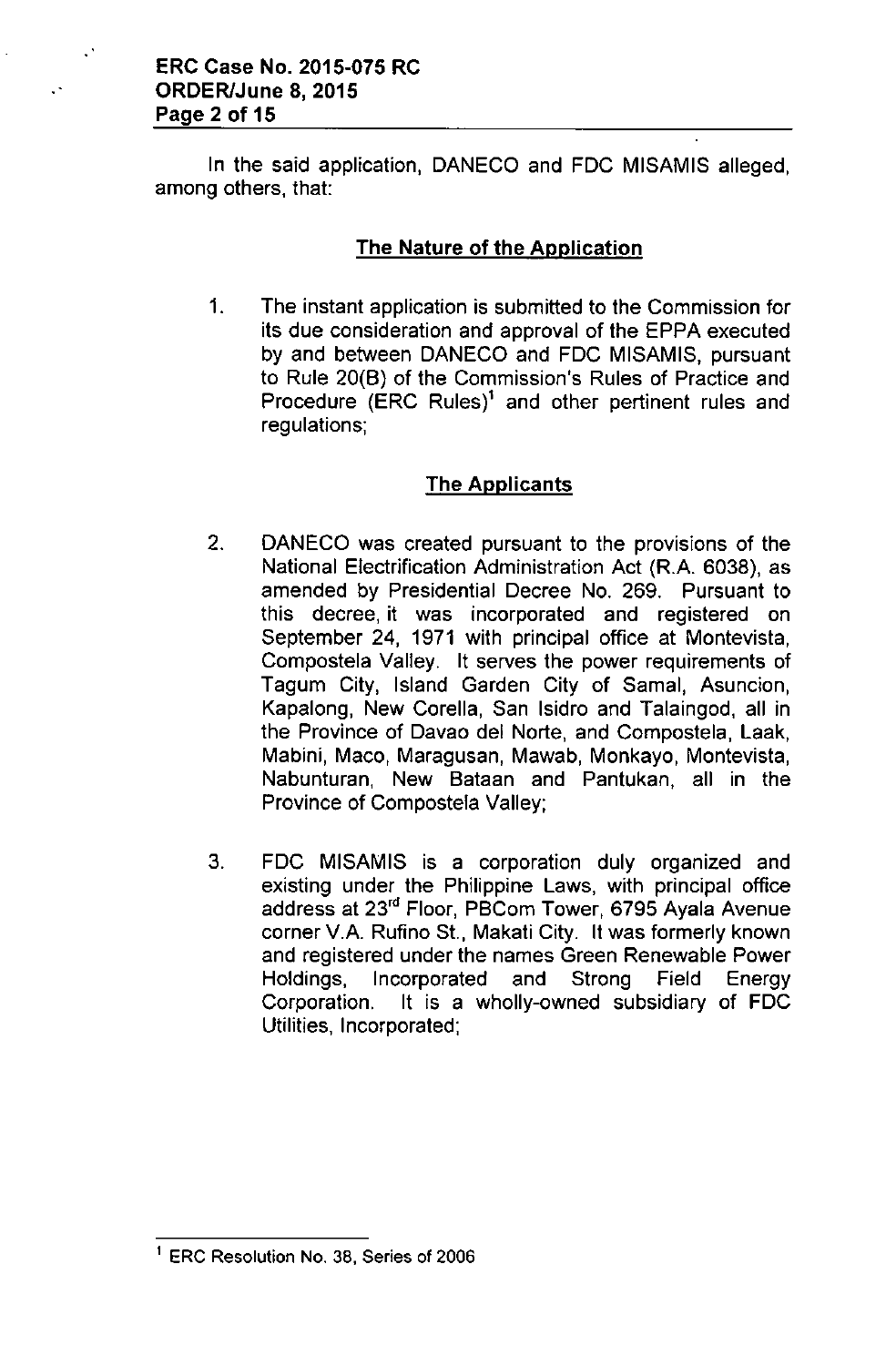In the said application, DANECO and FDC MISAMIS alleged, among others, that:

## The Nature of the Application

1. The instant application is submitted to the Commission for its due consideration and approval of the EPPA executed by and between DANECO and FDC MISAMIS, pursuant to Rule 20(B) of the Commission's Rules of Practice and Procedure (ERC Rules)[1] and other pertinent rules and regulations;

## The Applicants

2. DANECO was created pursuant to the provisions of the National Electrification Administration Act (R.A. 6038), as amended by Presidential Decree No. 269. Pursuant to this decree, it was incorporated and registered on September 24, 1971 with principal office at Montevista, Compostela Valley. It serves the power requirements of Tagum City, Island Garden City of Samal, Asuncion, Kapalong, New Corella, San Isidro and Talaingod, all in the Province of Davao del Norte, and Compostela, Laak, Mabini, Maco, Maragusan, Mawab, Monkayo, Montevista, Nabunturan, New Bataan and Pantukan, all in the Province of Compostela Valley;

3. FDC MISAMIS is a corporation duly organized and existing under the Philippine Laws, with principal office address at 23rd Floor, PBCom Tower, 6795 Ayala Avenue corner V.A. Rufino St., Makati City. It was formerly known and registered under the names Green Renewable Power Holdings, Incorporated and Strong Field Energy Corporation. It is a wholly-owned subsidiary of FDC Utilities, Incorporated;

---

[1] ERC Resolution No. 38, Series of 2006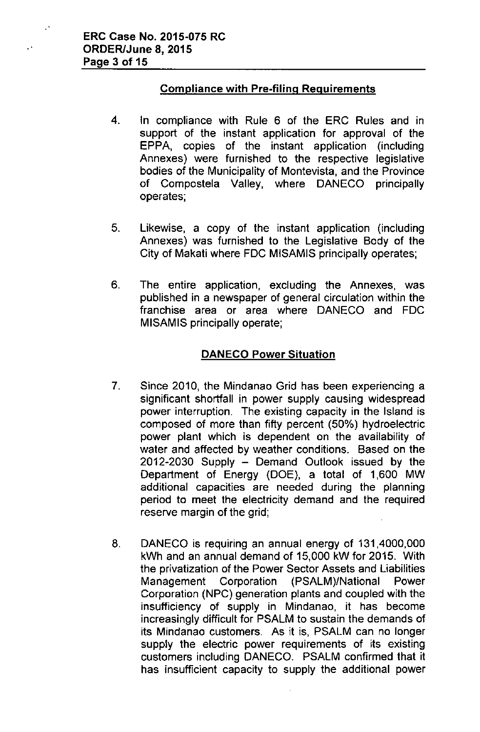## Compliance with Pre-filing Requirements

4. In compliance with Rule 6 of the ERC Rules and in support of the instant application for approval of the EPPA, copies of the instant application (including Annexes) were furnished to the respective legislative bodies of the Municipality of Montevista, and the Province of Compostela Valley, where DANECO principally operates;

5. Likewise, a copy of the instant application (including Annexes) was furnished to the Legislative Body of the City of Makati where FDC MISAMIS principally operates;

6. The entire application, excluding the Annexes, was published in a newspaper of general circulation within the franchise area or area where DANECO and FDC MISAMIS principally operate;

## DANECO Power Situation

7. Since 2010, the Mindanao Grid has been experiencing a significant shortfall in power supply causing widespread power interruption. The existing capacity in the Island is composed of more than fifty percent (50%) hydroelectric power plant which is dependent on the availability of water and affected by weather conditions. Based on the 2012-2030 Supply – Demand Outlook issued by the Department of Energy (DOE), a total of 1,600 MW additional capacities are needed during the planning period to meet the electricity demand and the required reserve margin of the grid;

8. DANECO is requiring an annual energy of 131,4000,000 kWh and an annual demand of 15,000 kW for 2015. With the privatization of the Power Sector Assets and Liabilities Management Corporation (PSALM)/National Power Corporation (NPC) generation plants and coupled with the insufficiency of supply in Mindanao, it has become increasingly difficult for PSALM to sustain the demands of its Mindanao customers. As it is, PSALM can no longer supply the electric power requirements of its existing customers including DANECO. PSALM confirmed that it has insufficient capacity to supply the additional power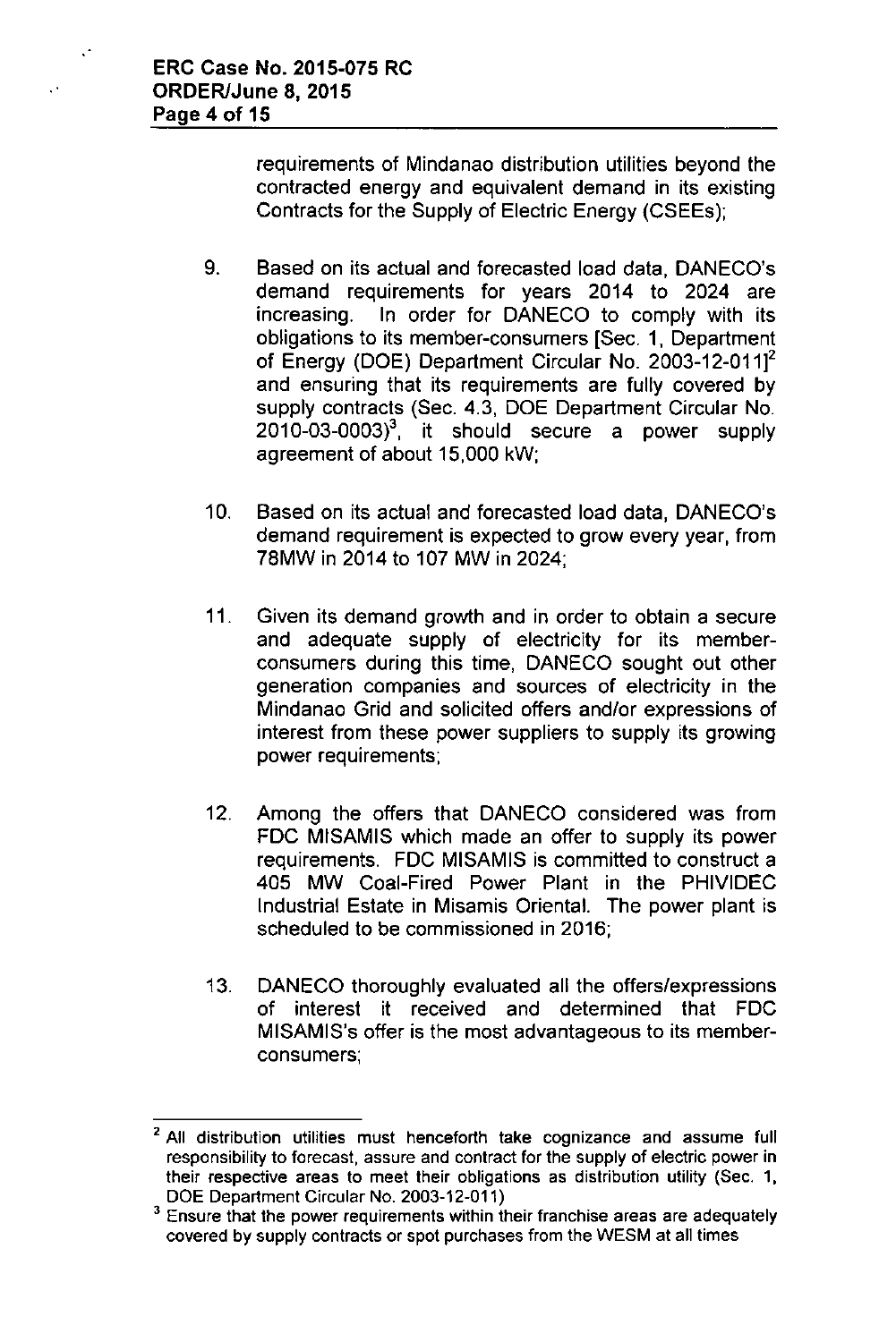requirements of Mindanao distribution utilities beyond the contracted energy and equivalent demand in its existing Contracts for the Supply of Electric Energy (CSEEs);

9. Based on its actual and forecasted load data, DANECO's demand requirements for years 2014 to 2024 are increasing. In order for DANECO to comply with its obligations to its member-consumers [Sec. 1, Department of Energy (DOE) Department Circular No. 2003-12-011][2] and ensuring that its requirements are fully covered by supply contracts (Sec. 4.3, DOE Department Circular No. 2010-03-0003)[3], it should secure a power supply agreement of about 15,000 kW;

10. Based on its actual and forecasted load data, DANECO's demand requirement is expected to grow every year, from 78MW in 2014 to 107 MW in 2024;

11. Given its demand growth and in order to obtain a secure and adequate supply of electricity for its member-consumers during this time, DANECO sought out other generation companies and sources of electricity in the Mindanao Grid and solicited offers and/or expressions of interest from these power suppliers to supply its growing power requirements;

12. Among the offers that DANECO considered was from FDC MISAMIS which made an offer to supply its power requirements. FDC MISAMIS is committed to construct a 405 MW Coal-Fired Power Plant in the PHIVIDEC Industrial Estate in Misamis Oriental. The power plant is scheduled to be commissioned in 2016;

13. DANECO thoroughly evaluated all the offers/expressions of interest it received and determined that FDC MISAMIS's offer is the most advantageous to its member-consumers;

---

[2] All distribution utilities must henceforth take cognizance and assume full responsibility to forecast, assure and contract for the supply of electric power in their respective areas to meet their obligations as distribution utility (Sec. 1, DOE Department Circular No. 2003-12-011)

[3] Ensure that the power requirements within their franchise areas are adequately covered by supply contracts or spot purchases from the WESM at all times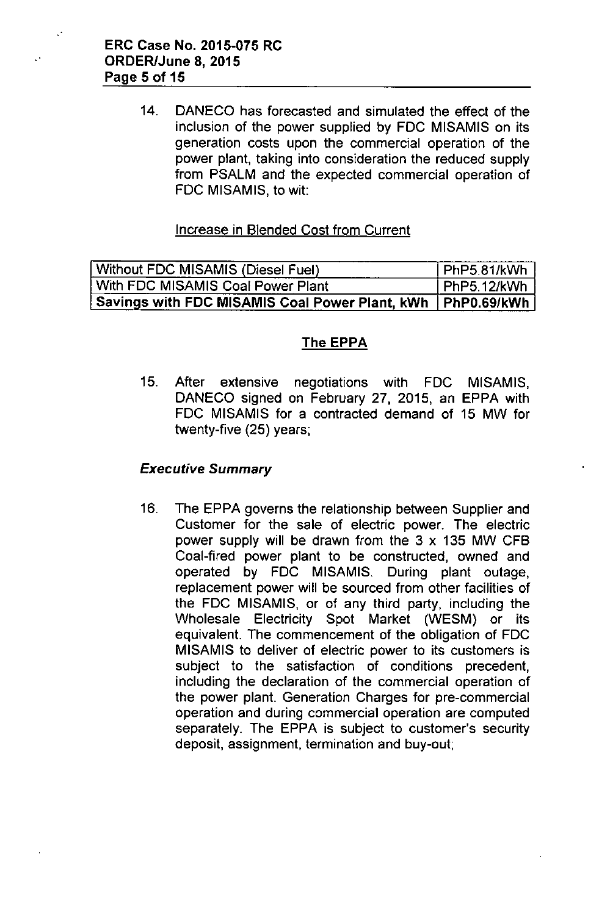14. DANECO has forecasted and simulated the effect of the inclusion of the power supplied by FDC MISAMIS on its generation costs upon the commercial operation of the power plant, taking into consideration the reduced supply from PSALM and the expected commercial operation of FDC MISAMIS, to wit:

<u>Increase in Blended Cost from Current</u>

| | |
|---|---|
| Without FDC MISAMIS (Diesel Fuel) | PhP5.81/kWh |
| With FDC MISAMIS Coal Power Plant | PhP5.12/kWh |
| **Savings with FDC MISAMIS Coal Power Plant, kWh** | **PhP0.69/kWh** |

## The EPPA

15. After extensive negotiations with FDC MISAMIS, DANECO signed on February 27, 2015, an EPPA with FDC MISAMIS for a contracted demand of 15 MW for twenty-five (25) years;

### *Executive Summary*

16. The EPPA governs the relationship between Supplier and Customer for the sale of electric power. The electric power supply will be drawn from the 3 x 135 MW CFB Coal-fired power plant to be constructed, owned and operated by FDC MISAMIS. During plant outage, replacement power will be sourced from other facilities of the FDC MISAMIS, or of any third party, including the Wholesale Electricity Spot Market (WESM) or its equivalent. The commencement of the obligation of FDC MISAMIS to deliver of electric power to its customers is subject to the satisfaction of conditions precedent, including the declaration of the commercial operation of the power plant. Generation Charges for pre-commercial operation and during commercial operation are computed separately. The EPPA is subject to customer's security deposit, assignment, termination and buy-out;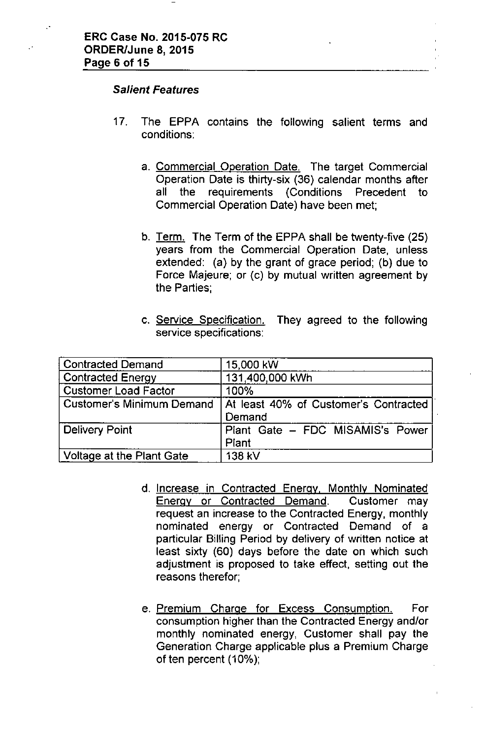### *Salient Features*

17. The EPPA contains the following salient terms and conditions:

    a. Commercial Operation Date. The target Commercial Operation Date is thirty-six (36) calendar months after all the requirements (Conditions Precedent to Commercial Operation Date) have been met;

    b. Term. The Term of the EPPA shall be twenty-five (25) years from the Commercial Operation Date, unless extended: (a) by the grant of grace period; (b) due to Force Majeure; or (c) by mutual written agreement by the Parties;

    c. Service Specification. They agreed to the following service specifications:

| Contracted Demand | 15,000 kW |
|---|---|
| Contracted Energy | 131,400,000 kWh |
| Customer Load Factor | 100% |
| Customer's Minimum Demand | At least 40% of Customer's Contracted Demand |
| Delivery Point | Plant Gate – FDC MISAMIS's Power Plant |
| Voltage at the Plant Gate | 138 kV |

    d. Increase in Contracted Energy, Monthly Nominated Energy or Contracted Demand. Customer may request an increase to the Contracted Energy, monthly nominated energy or Contracted Demand of a particular Billing Period by delivery of written notice at least sixty (60) days before the date on which such adjustment is proposed to take effect, setting out the reasons therefor;

    e. Premium Charge for Excess Consumption. For consumption higher than the Contracted Energy and/or monthly nominated energy, Customer shall pay the Generation Charge applicable plus a Premium Charge of ten percent (10%);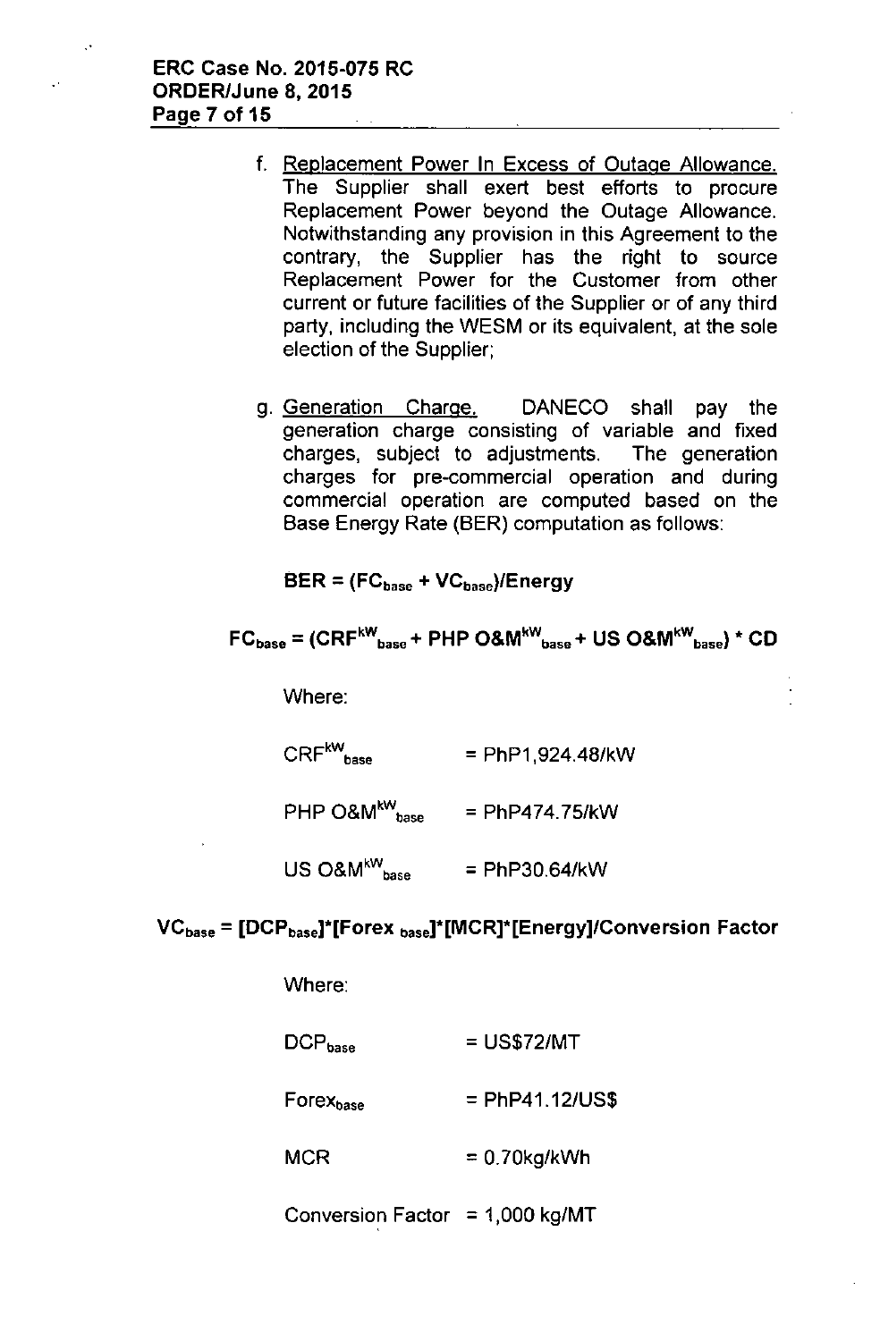f. Replacement Power In Excess of Outage Allowance. The Supplier shall exert best efforts to procure Replacement Power beyond the Outage Allowance. Notwithstanding any provision in this Agreement to the contrary, the Supplier has the right to source Replacement Power for the Customer from other current or future facilities of the Supplier or of any third party, including the WESM or its equivalent, at the sole election of the Supplier;

g. Generation Charge. DANECO shall pay the generation charge consisting of variable and fixed charges, subject to adjustments. The generation charges for pre-commercial operation and during commercial operation are computed based on the Base Energy Rate (BER) computation as follows:

$$\mathbf{BER = (FC_{base} + VC_{base})/Energy}$$

$$\mathbf{FC_{base} = (CRF^{kW}_{base} + PHP\ O\&M^{kW}_{base} + US\ O\&M^{kW}_{base}) * CD}$$

Where:

$CRF^{kW}_{base}$ = PhP1,924.48/kW

$PHP\ O\&M^{kW}_{base}$ = PhP474.75/kW

$US\ O\&M^{kW}_{base}$ = PhP30.64/kW

$$\mathbf{VC_{base} = [DCP_{base}]*[Forex_{base}]*[MCR]*[Energy]/Conversion\ Factor}$$

Where:

$DCP_{base}$ = US$72/MT

$Forex_{base}$ = PhP41.12/US$

MCR = 0.70kg/kWh

Conversion Factor = 1,000 kg/MT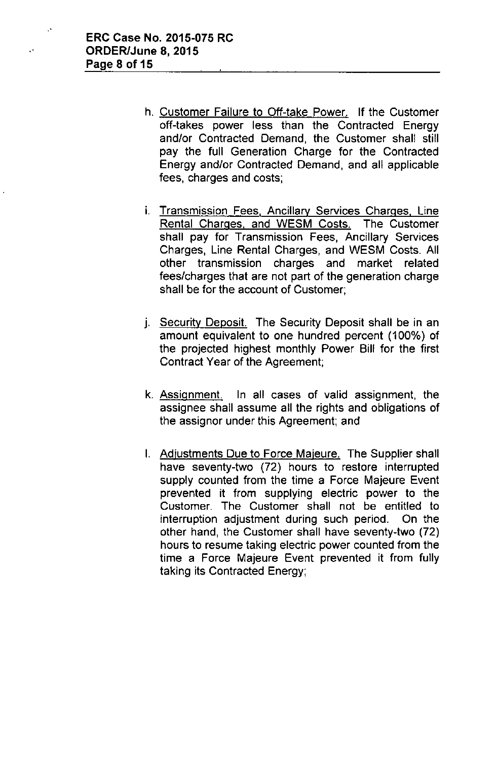h. Customer Failure to Off-take Power. If the Customer off-takes power less than the Contracted Energy and/or Contracted Demand, the Customer shall still pay the full Generation Charge for the Contracted Energy and/or Contracted Demand, and all applicable fees, charges and costs;

i. Transmission Fees, Ancillary Services Charges, Line Rental Charges, and WESM Costs. The Customer shall pay for Transmission Fees, Ancillary Services Charges, Line Rental Charges, and WESM Costs. All other transmission charges and market related fees/charges that are not part of the generation charge shall be for the account of Customer;

j. Security Deposit. The Security Deposit shall be in an amount equivalent to one hundred percent (100%) of the projected highest monthly Power Bill for the first Contract Year of the Agreement;

k. Assignment. In all cases of valid assignment, the assignee shall assume all the rights and obligations of the assignor under this Agreement; and

l. Adjustments Due to Force Majeure. The Supplier shall have seventy-two (72) hours to restore interrupted supply counted from the time a Force Majeure Event prevented it from supplying electric power to the Customer. The Customer shall not be entitled to interruption adjustment during such period. On the other hand, the Customer shall have seventy-two (72) hours to resume taking electric power counted from the time a Force Majeure Event prevented it from fully taking its Contracted Energy;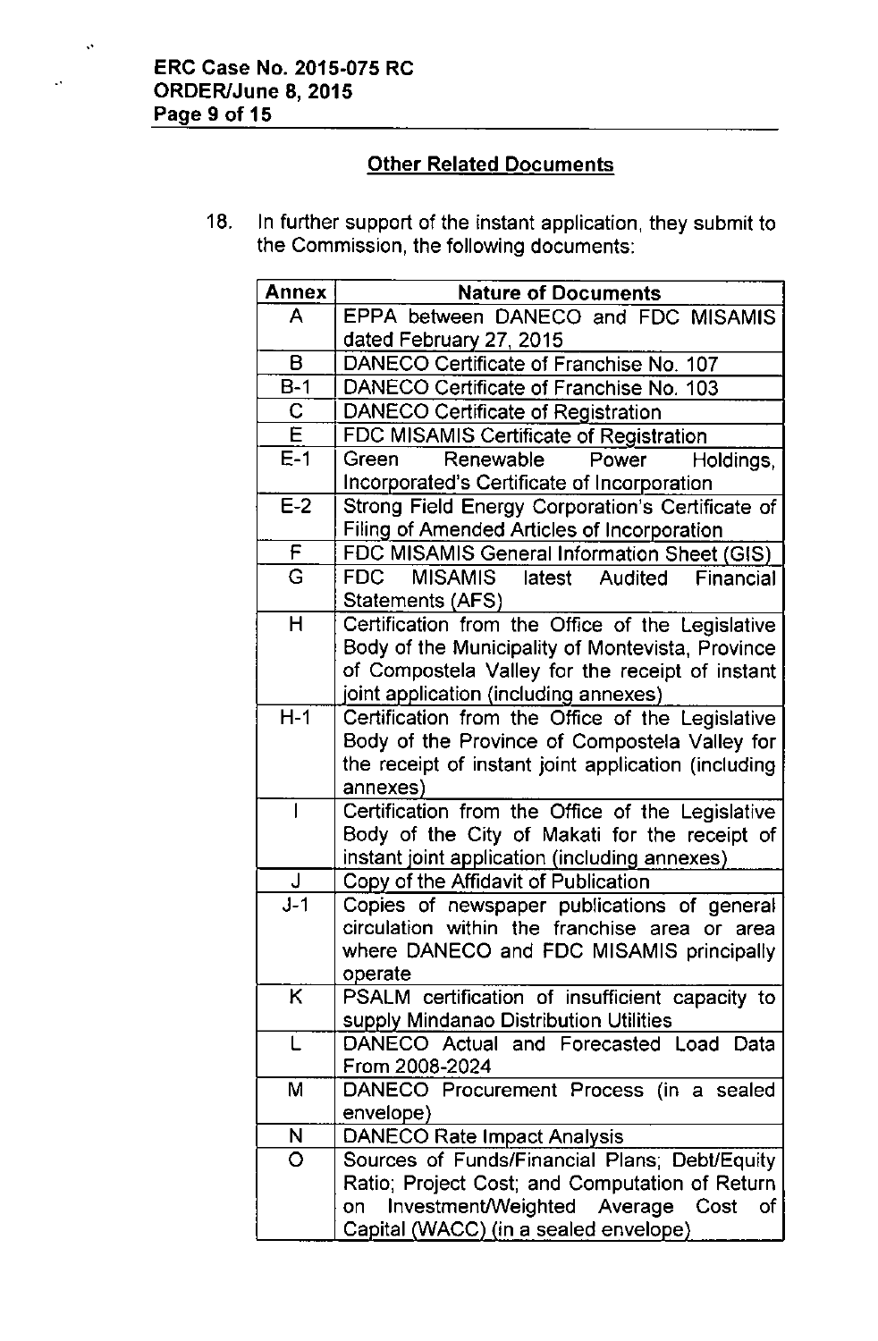## Other Related Documents

18. In further support of the instant application, they submit to the Commission, the following documents:

| Annex | Nature of Documents |
|---|---|
| A | EPPA between DANECO and FDC MISAMIS dated February 27, 2015 |
| B | DANECO Certificate of Franchise No. 107 |
| B-1 | DANECO Certificate of Franchise No. 103 |
| C | DANECO Certificate of Registration |
| E | FDC MISAMIS Certificate of Registration |
| E-1 | Green Renewable Power Holdings, Incorporated's Certificate of Incorporation |
| E-2 | Strong Field Energy Corporation's Certificate of Filing of Amended Articles of Incorporation |
| F | FDC MISAMIS General Information Sheet (GIS) |
| G | FDC MISAMIS latest Audited Financial Statements (AFS) |
| H | Certification from the Office of the Legislative Body of the Municipality of Montevista, Province of Compostela Valley for the receipt of instant joint application (including annexes) |
| H-1 | Certification from the Office of the Legislative Body of the Province of Compostela Valley for the receipt of instant joint application (including annexes) |
| I | Certification from the Office of the Legislative Body of the City of Makati for the receipt of instant joint application (including annexes) |
| J | Copy of the Affidavit of Publication |
| J-1 | Copies of newspaper publications of general circulation within the franchise area or area where DANECO and FDC MISAMIS principally operate |
| K | PSALM certification of insufficient capacity to supply Mindanao Distribution Utilities |
| L | DANECO Actual and Forecasted Load Data From 2008-2024 |
| M | DANECO Procurement Process (in a sealed envelope) |
| N | DANECO Rate Impact Analysis |
| O | Sources of Funds/Financial Plans; Debt/Equity Ratio; Project Cost; and Computation of Return on Investment/Weighted Average Cost of Capital (WACC) (in a sealed envelope) |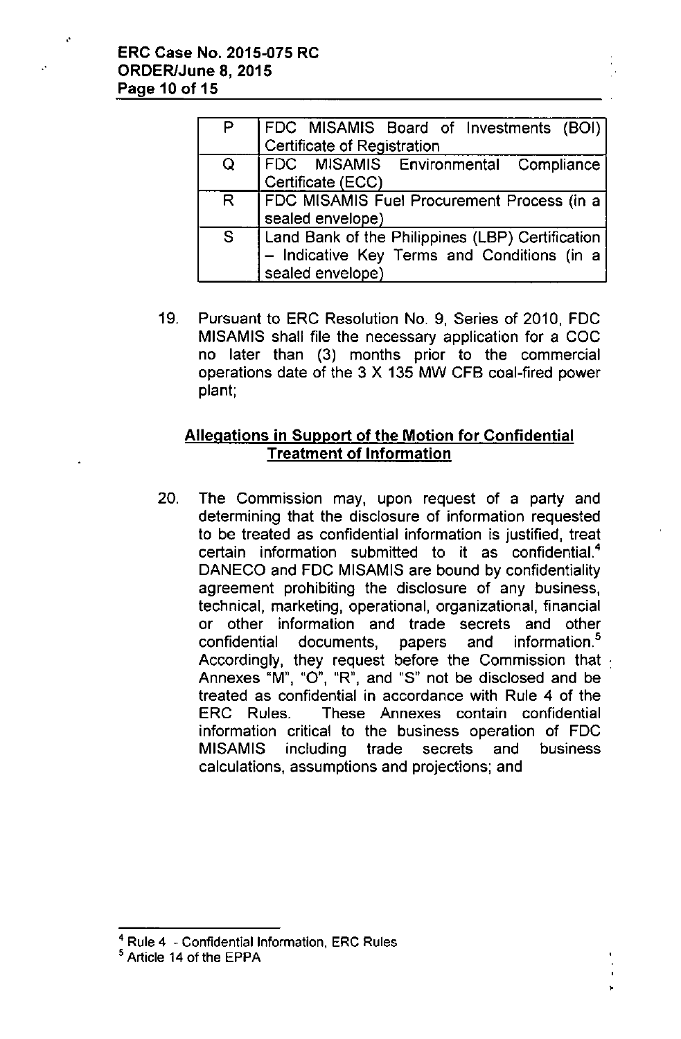| P | FDC MISAMIS Board of Investments (BOI) Certificate of Registration |
|---|---|
| Q | FDC MISAMIS Environmental Compliance Certificate (ECC) |
| R | FDC MISAMIS Fuel Procurement Process (in a sealed envelope) |
| S | Land Bank of the Philippines (LBP) Certification – Indicative Key Terms and Conditions (in a sealed envelope) |

19. Pursuant to ERC Resolution No. 9, Series of 2010, FDC MISAMIS shall file the necessary application for a COC no later than (3) months prior to the commercial operations date of the 3 X 135 MW CFB coal-fired power plant;

## Allegations in Support of the Motion for Confidential Treatment of Information

20. The Commission may, upon request of a party and determining that the disclosure of information requested to be treated as confidential information is justified, treat certain information submitted to it as confidential.[4] DANECO and FDC MISAMIS are bound by confidentiality agreement prohibiting the disclosure of any business, technical, marketing, operational, organizational, financial or other information and trade secrets and other confidential documents, papers and information.[5] Accordingly, they request before the Commission that Annexes "M", "O", "R", and "S" not be disclosed and be treated as confidential in accordance with Rule 4 of the ERC Rules. These Annexes contain confidential information critical to the business operation of FDC MISAMIS including trade secrets and business calculations, assumptions and projections; and

---

[4] Rule 4 - Confidential Information, ERC Rules

[5] Article 14 of the EPPA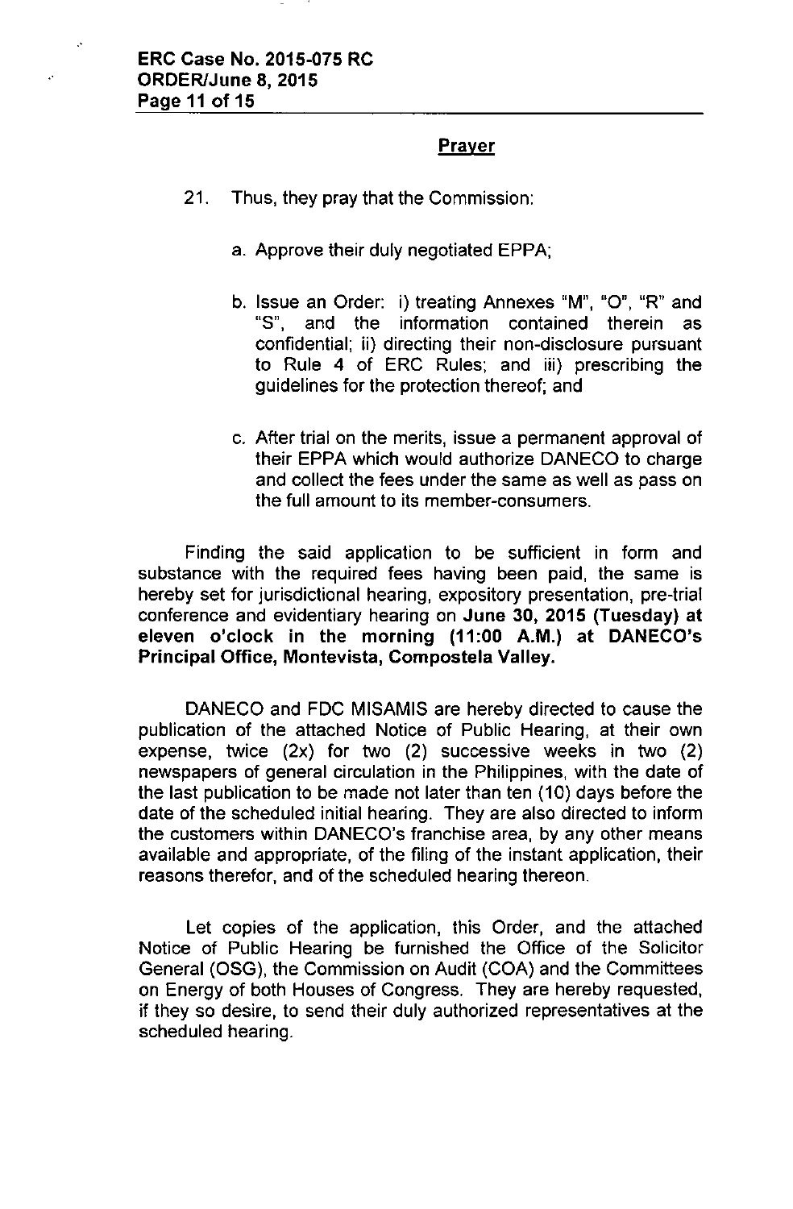## Prayer

21. Thus, they pray that the Commission:

    a. Approve their duly negotiated EPPA;

    b. Issue an Order: i) treating Annexes "M", "O", "R" and "S", and the information contained therein as confidential; ii) directing their non-disclosure pursuant to Rule 4 of ERC Rules; and iii) prescribing the guidelines for the protection thereof; and

    c. After trial on the merits, issue a permanent approval of their EPPA which would authorize DANECO to charge and collect the fees under the same as well as pass on the full amount to its member-consumers.

Finding the said application to be sufficient in form and substance with the required fees having been paid, the same is hereby set for jurisdictional hearing, expository presentation, pre-trial conference and evidentiary hearing on **June 30, 2015 (Tuesday) at eleven o'clock in the morning (11:00 A.M.) at DANECO's Principal Office, Montevista, Compostela Valley.**

DANECO and FDC MISAMIS are hereby directed to cause the publication of the attached Notice of Public Hearing, at their own expense, twice (2x) for two (2) successive weeks in two (2) newspapers of general circulation in the Philippines, with the date of the last publication to be made not later than ten (10) days before the date of the scheduled initial hearing. They are also directed to inform the customers within DANECO's franchise area, by any other means available and appropriate, of the filing of the instant application, their reasons therefor, and of the scheduled hearing thereon.

Let copies of the application, this Order, and the attached Notice of Public Hearing be furnished the Office of the Solicitor General (OSG), the Commission on Audit (COA) and the Committees on Energy of both Houses of Congress. They are hereby requested, if they so desire, to send their duly authorized representatives at the scheduled hearing.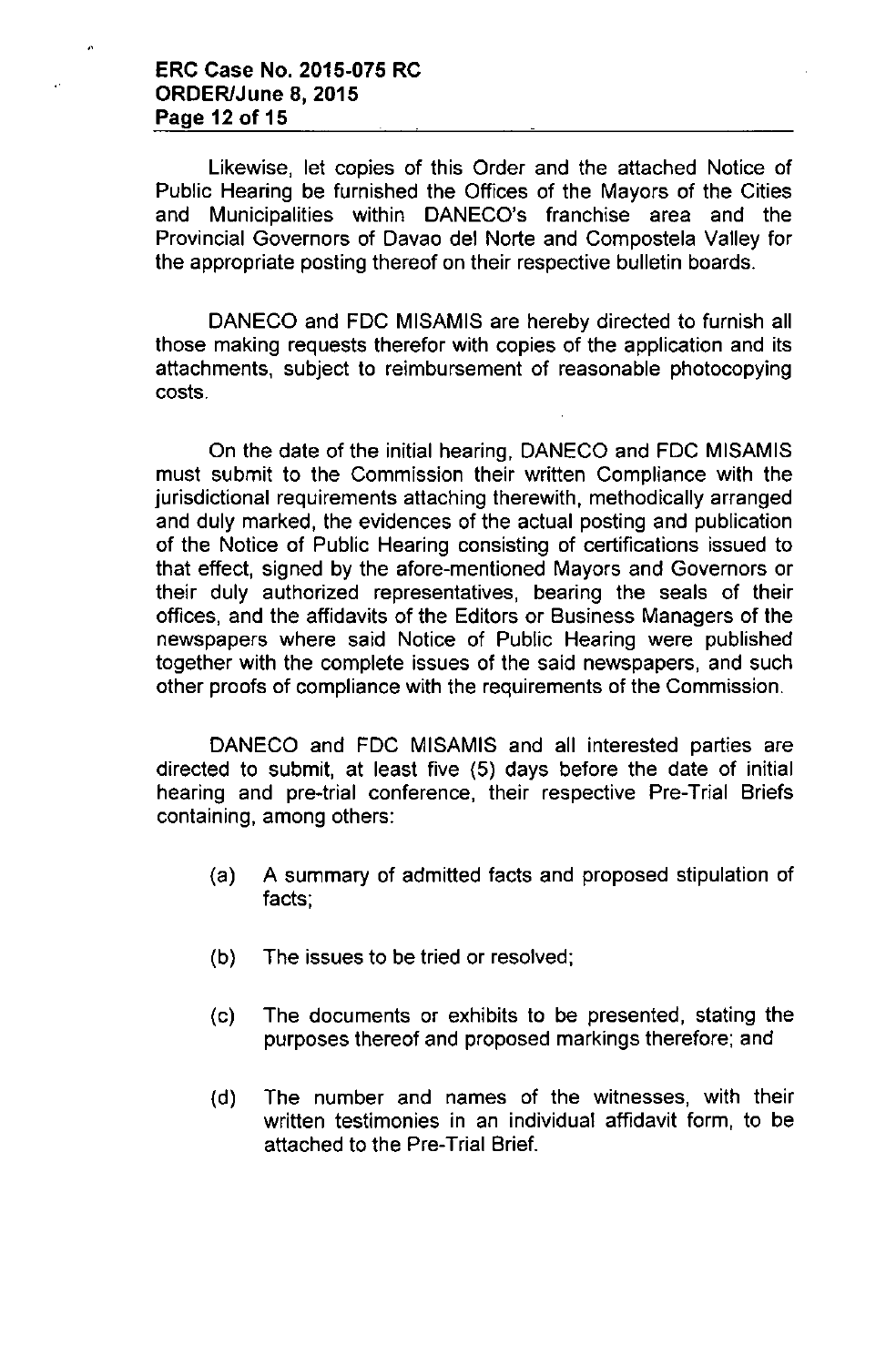Likewise, let copies of this Order and the attached Notice of Public Hearing be furnished the Offices of the Mayors of the Cities and Municipalities within DANECO's franchise area and the Provincial Governors of Davao del Norte and Compostela Valley for the appropriate posting thereof on their respective bulletin boards.

DANECO and FDC MISAMIS are hereby directed to furnish all those making requests therefor with copies of the application and its attachments, subject to reimbursement of reasonable photocopying costs.

On the date of the initial hearing, DANECO and FDC MISAMIS must submit to the Commission their written Compliance with the jurisdictional requirements attaching therewith, methodically arranged and duly marked, the evidences of the actual posting and publication of the Notice of Public Hearing consisting of certifications issued to that effect, signed by the afore-mentioned Mayors and Governors or their duly authorized representatives, bearing the seals of their offices, and the affidavits of the Editors or Business Managers of the newspapers where said Notice of Public Hearing were published together with the complete issues of the said newspapers, and such other proofs of compliance with the requirements of the Commission.

DANECO and FDC MISAMIS and all interested parties are directed to submit, at least five (5) days before the date of initial hearing and pre-trial conference, their respective Pre-Trial Briefs containing, among others:

(a) A summary of admitted facts and proposed stipulation of facts;

(b) The issues to be tried or resolved;

(c) The documents or exhibits to be presented, stating the purposes thereof and proposed markings therefore; and

(d) The number and names of the witnesses, with their written testimonies in an individual affidavit form, to be attached to the Pre-Trial Brief.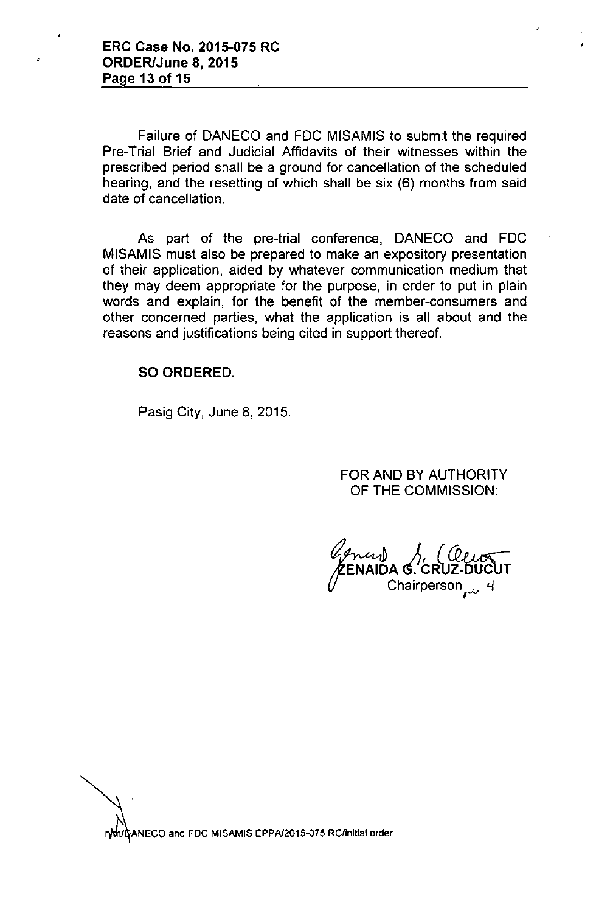Failure of DANECO and FDC MISAMIS to submit the required Pre-Trial Brief and Judicial Affidavits of their witnesses within the prescribed period shall be a ground for cancellation of the scheduled hearing, and the resetting of which shall be six (6) months from said date of cancellation.

As part of the pre-trial conference, DANECO and FDC MISAMIS must also be prepared to make an expository presentation of their application, aided by whatever communication medium that they may deem appropriate for the purpose, in order to put in plain words and explain, for the benefit of the member-consumers and other concerned parties, what the application is all about and the reasons and justifications being cited in support thereof.

**SO ORDERED.**

Pasig City, June 8, 2015.

FOR AND BY AUTHORITY
OF THE COMMISSION:

**ZENAIDA G. CRUZ-DUCUT**
Chairperson

nvn/DANECO and FDC MISAMIS EPPA/2015-075 RC/initial order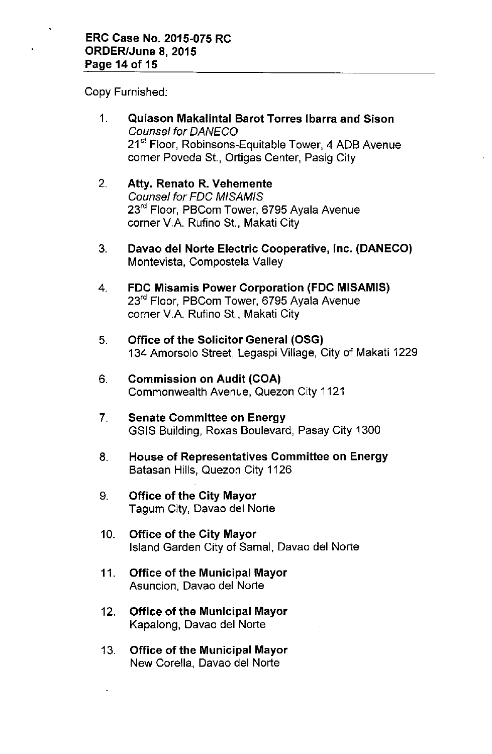Copy Furnished:

1. **Quiason Makalintal Barot Torres Ibarra and Sison**
   *Counsel for DANECO*
   21st Floor, Robinsons-Equitable Tower, 4 ADB Avenue
   corner Poveda St., Ortigas Center, Pasig City

2. **Atty. Renato R. Vehemente**
   *Counsel for FDC MISAMIS*
   23rd Floor, PBCom Tower, 6795 Ayala Avenue
   corner V.A. Rufino St., Makati City

3. **Davao del Norte Electric Cooperative, Inc. (DANECO)**
   Montevista, Compostela Valley

4. **FDC Misamis Power Corporation (FDC MISAMIS)**
   23rd Floor, PBCom Tower, 6795 Ayala Avenue
   corner V.A. Rufino St., Makati City

5. **Office of the Solicitor General (OSG)**
   134 Amorsolo Street, Legaspi Village, City of Makati 1229

6. **Commission on Audit (COA)**
   Commonwealth Avenue, Quezon City 1121

7. **Senate Committee on Energy**
   GSIS Building, Roxas Boulevard, Pasay City 1300

8. **House of Representatives Committee on Energy**
   Batasan Hills, Quezon City 1126

9. **Office of the City Mayor**
   Tagum City, Davao del Norte

10. **Office of the City Mayor**
    Island Garden City of Samal, Davao del Norte

11. **Office of the Municipal Mayor**
    Asuncion, Davao del Norte

12. **Office of the Municipal Mayor**
    Kapalong, Davao del Norte

13. **Office of the Municipal Mayor**
    New Corella, Davao del Norte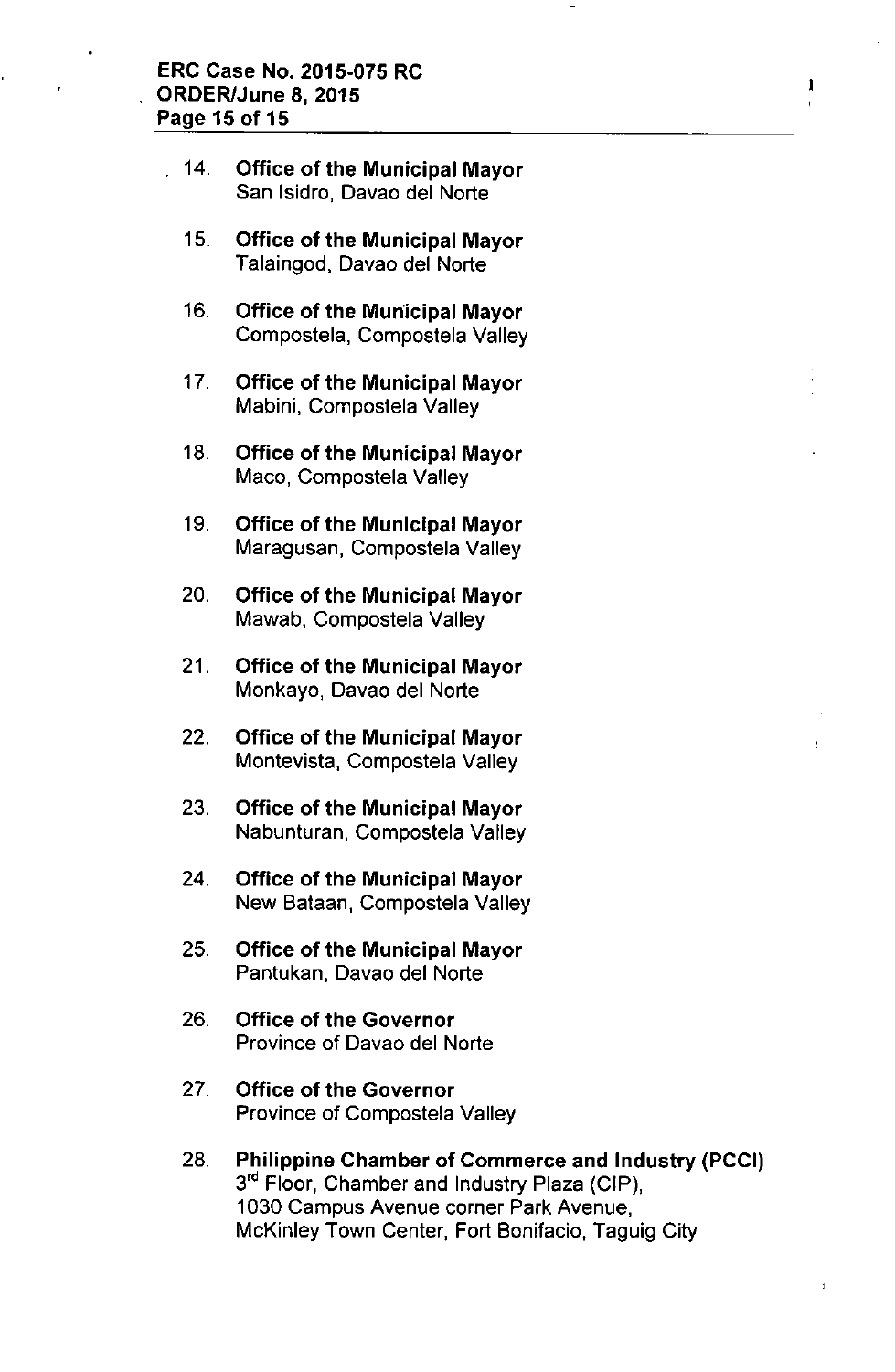14. **Office of the Municipal Mayor**
    San Isidro, Davao del Norte

15. **Office of the Municipal Mayor**
    Talaingod, Davao del Norte

16. **Office of the Municipal Mayor**
    Compostela, Compostela Valley

17. **Office of the Municipal Mayor**
    Mabini, Compostela Valley

18. **Office of the Municipal Mayor**
    Maco, Compostela Valley

19. **Office of the Municipal Mayor**
    Maragusan, Compostela Valley

20. **Office of the Municipal Mayor**
    Mawab, Compostela Valley

21. **Office of the Municipal Mayor**
    Monkayo, Davao del Norte

22. **Office of the Municipal Mayor**
    Montevista, Compostela Valley

23. **Office of the Municipal Mayor**
    Nabunturan, Compostela Valley

24. **Office of the Municipal Mayor**
    New Bataan, Compostela Valley

25. **Office of the Municipal Mayor**
    Pantukan, Davao del Norte

26. **Office of the Governor**
    Province of Davao del Norte

27. **Office of the Governor**
    Province of Compostela Valley

28. **Philippine Chamber of Commerce and Industry (PCCI)**
    3rd Floor, Chamber and Industry Plaza (CIP),
    1030 Campus Avenue corner Park Avenue,
    McKinley Town Center, Fort Bonifacio, Taguig City